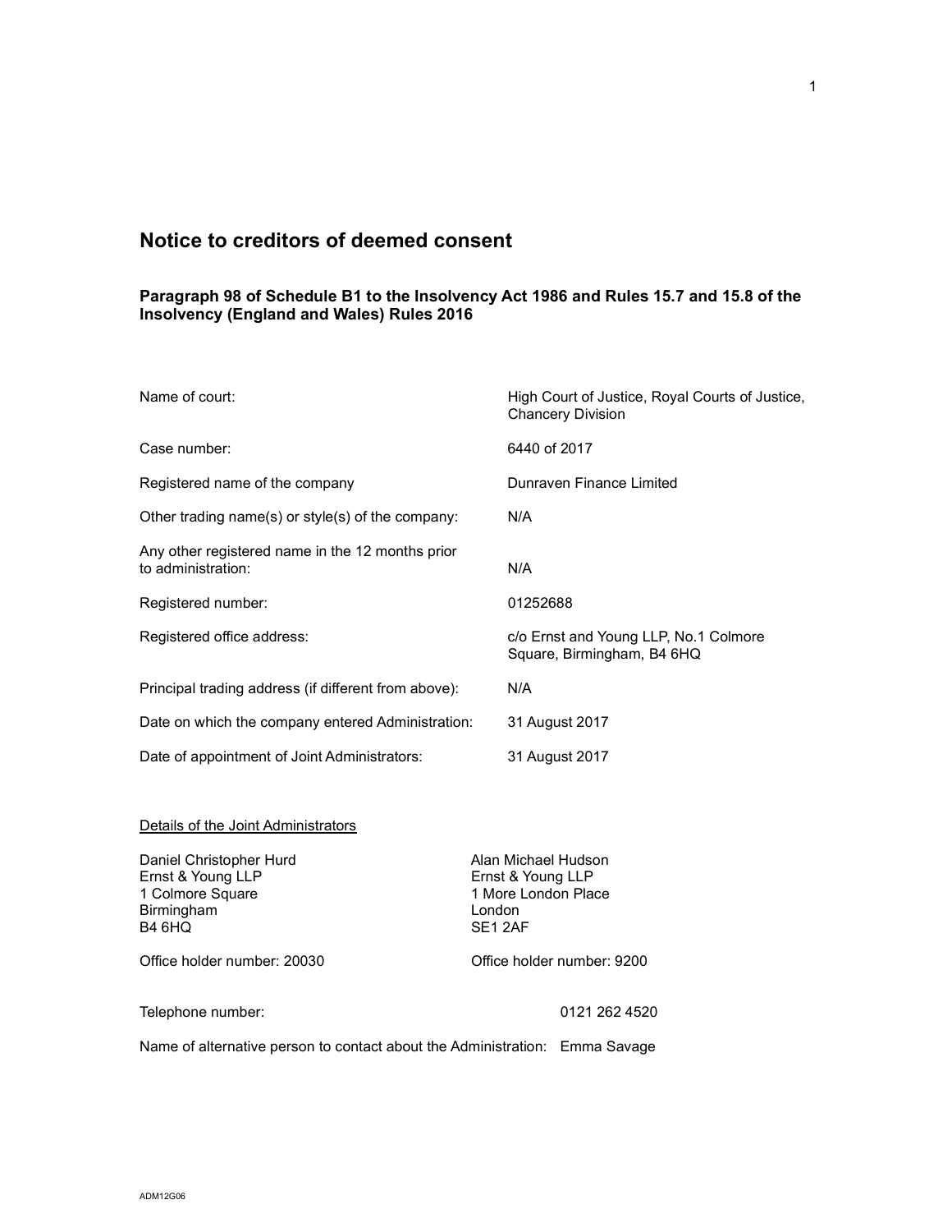# Notice to creditors of deemed consent

**Paragraph 98 of Schedule B1 to the Insolvency Act 1986 and Rules 15.7 and 15.8 of the Insolvency (England and Wales) Rules 2016**

| | |
|---|---|
| Name of court: | High Court of Justice, Royal Courts of Justice, Chancery Division |
| Case number: | 6440 of 2017 |
| Registered name of the company | Dunraven Finance Limited |
| Other trading name(s) or style(s) of the company: | N/A |
| Any other registered name in the 12 months prior to administration: | N/A |
| Registered number: | 01252688 |
| Registered office address: | c/o Ernst and Young LLP, No.1 Colmore Square, Birmingham, B4 6HQ |
| Principal trading address (if different from above): | N/A |
| Date on which the company entered Administration: | 31 August 2017 |
| Date of appointment of Joint Administrators: | 31 August 2017 |

<u>Details of the Joint Administrators</u>

| | |
|---|---|
| Daniel Christopher Hurd<br>Ernst & Young LLP<br>1 Colmore Square<br>Birmingham<br>B4 6HQ | Alan Michael Hudson<br>Ernst & Young LLP<br>1 More London Place<br>London<br>SE1 2AF |
| Office holder number: 20030 | Office holder number: 9200 |

Telephone number: 0121 262 4520

Name of alternative person to contact about the Administration: Emma Savage

ADM12G06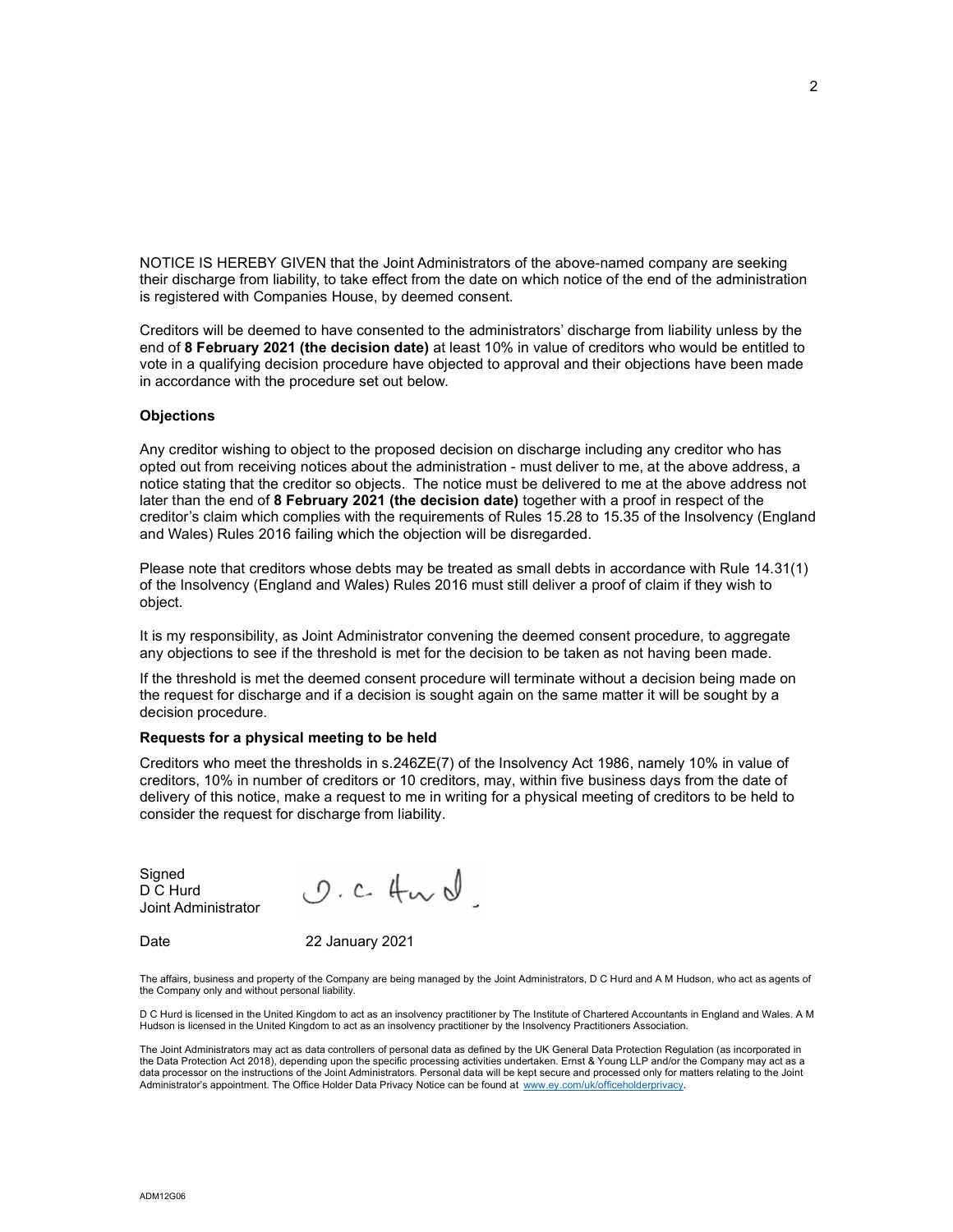NOTICE IS HEREBY GIVEN that the Joint Administrators of the above-named company are seeking their discharge from liability, to take effect from the date on which notice of the end of the administration is registered with Companies House, by deemed consent.

Creditors will be deemed to have consented to the administrators' discharge from liability unless by the end of **8 February 2021 (the decision date)** at least 10% in value of creditors who would be entitled to vote in a qualifying decision procedure have objected to approval and their objections have been made in accordance with the procedure set out below.

**Objections**

Any creditor wishing to object to the proposed decision on discharge including any creditor who has opted out from receiving notices about the administration - must deliver to me, at the above address, a notice stating that the creditor so objects. The notice must be delivered to me at the above address not later than the end of **8 February 2021 (the decision date)** together with a proof in respect of the creditor's claim which complies with the requirements of Rules 15.28 to 15.35 of the Insolvency (England and Wales) Rules 2016 failing which the objection will be disregarded.

Please note that creditors whose debts may be treated as small debts in accordance with Rule 14.31(1) of the Insolvency (England and Wales) Rules 2016 must still deliver a proof of claim if they wish to object.

It is my responsibility, as Joint Administrator convening the deemed consent procedure, to aggregate any objections to see if the threshold is met for the decision to be taken as not having been made.

If the threshold is met the deemed consent procedure will terminate without a decision being made on the request for discharge and if a decision is sought again on the same matter it will be sought by a decision procedure.

**Requests for a physical meeting to be held**

Creditors who meet the thresholds in s.246ZE(7) of the Insolvency Act 1986, namely 10% in value of creditors, 10% in number of creditors or 10 creditors, may, within five business days from the date of delivery of this notice, make a request to me in writing for a physical meeting of creditors to be held to consider the request for discharge from liability.

Signed
D C Hurd
Joint Administrator

Date 22 January 2021

The affairs, business and property of the Company are being managed by the Joint Administrators, D C Hurd and A M Hudson, who act as agents of the Company only and without personal liability.

D C Hurd is licensed in the United Kingdom to act as an insolvency practitioner by The Institute of Chartered Accountants in England and Wales. A M Hudson is licensed in the United Kingdom to act as an insolvency practitioner by the Insolvency Practitioners Association.

The Joint Administrators may act as data controllers of personal data as defined by the UK General Data Protection Regulation (as incorporated in the Data Protection Act 2018), depending upon the specific processing activities undertaken. Ernst & Young LLP and/or the Company may act as a data processor on the instructions of the Joint Administrators. Personal data will be kept secure and processed only for matters relating to the Joint Administrator's appointment. The Office Holder Data Privacy Notice can be found at www.ey.com/uk/officeholderprivacy.

ADM12G06